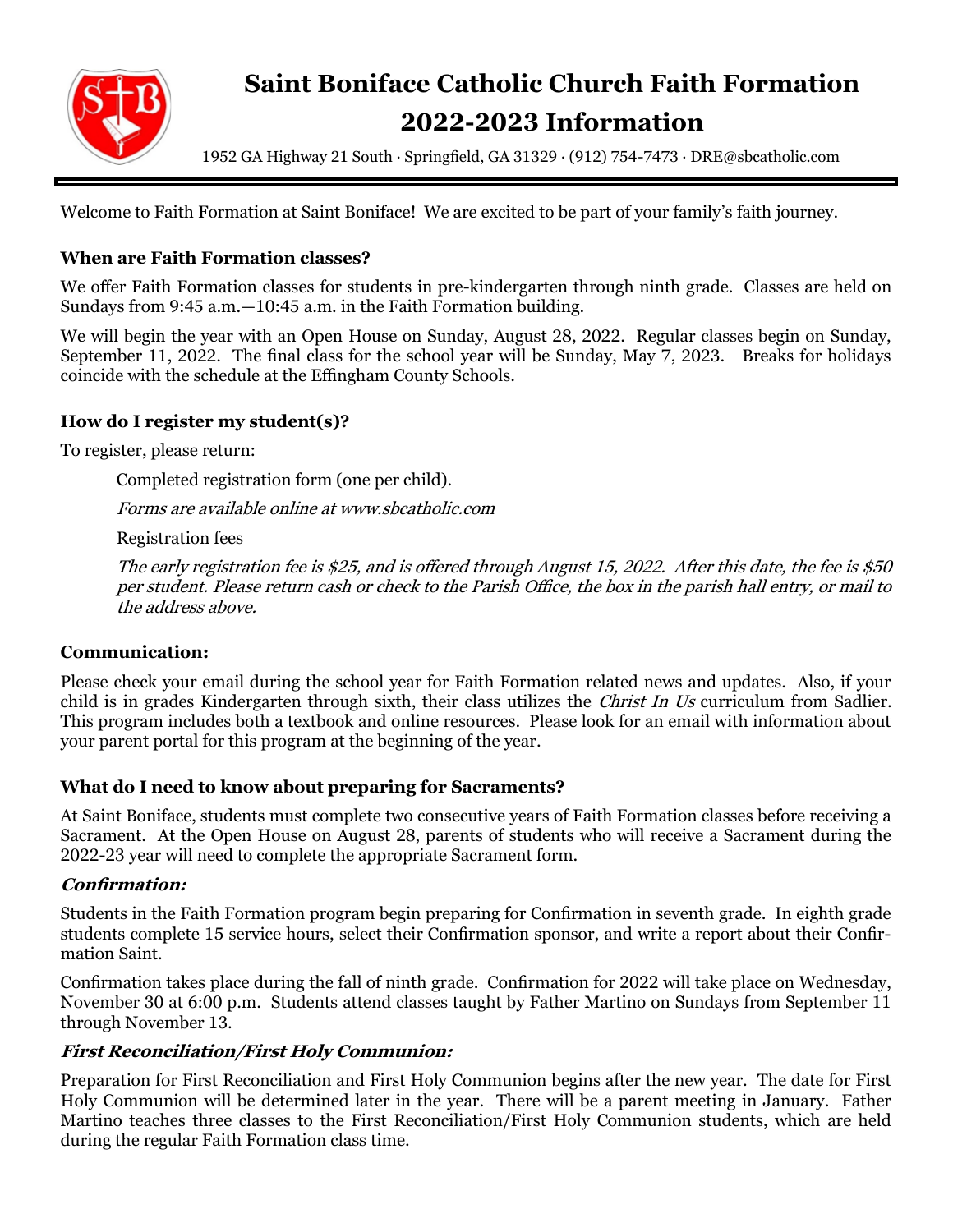# Saint Boniface Catholic Church Faith Formation 2022-2023 Information

1952 GA Highway 21 South · Springfield, GA 31329 · (912) 754-7473 · DRE@sbcatholic.com

Welcome to Faith Formation at Saint Boniface! We are excited to be part of your family's faith journey.

### When are Faith Formation classes?

We offer Faith Formation classes for students in pre-kindergarten through ninth grade. Classes are held on Sundays from 9:45 a.m.—10:45 a.m. in the Faith Formation building.

We will begin the year with an Open House on Sunday, August 28, 2022. Regular classes begin on Sunday, September 11, 2022. The final class for the school year will be Sunday, May 7, 2023. Breaks for holidays coincide with the schedule at the Effingham County Schools.

### How do I register my student(s)?

To register, please return:

Completed registration form (one per child).

*Forms are available online at www.sbcatholic.com*

Registration fees

*The early registration fee is $25, and is offered through August 15, 2022. After this date, the fee is $50 per student. Please return cash or check to the Parish Office, the box in the parish hall entry, or mail to the address above.*

### Communication:

Please check your email during the school year for Faith Formation related news and updates. Also, if your child is in grades Kindergarten through sixth, their class utilizes the *Christ In Us* curriculum from Sadlier. This program includes both a textbook and online resources. Please look for an email with information about your parent portal for this program at the beginning of the year.

### What do I need to know about preparing for Sacraments?

At Saint Boniface, students must complete two consecutive years of Faith Formation classes before receiving a Sacrament. At the Open House on August 28, parents of students who will receive a Sacrament during the 2022-23 year will need to complete the appropriate Sacrament form.

#### *Confirmation:*

Students in the Faith Formation program begin preparing for Confirmation in seventh grade. In eighth grade students complete 15 service hours, select their Confirmation sponsor, and write a report about their Confirmation Saint.

Confirmation takes place during the fall of ninth grade. Confirmation for 2022 will take place on Wednesday, November 30 at 6:00 p.m. Students attend classes taught by Father Martino on Sundays from September 11 through November 13.

#### *First Reconciliation/First Holy Communion:*

Preparation for First Reconciliation and First Holy Communion begins after the new year. The date for First Holy Communion will be determined later in the year. There will be a parent meeting in January. Father Martino teaches three classes to the First Reconciliation/First Holy Communion students, which are held during the regular Faith Formation class time.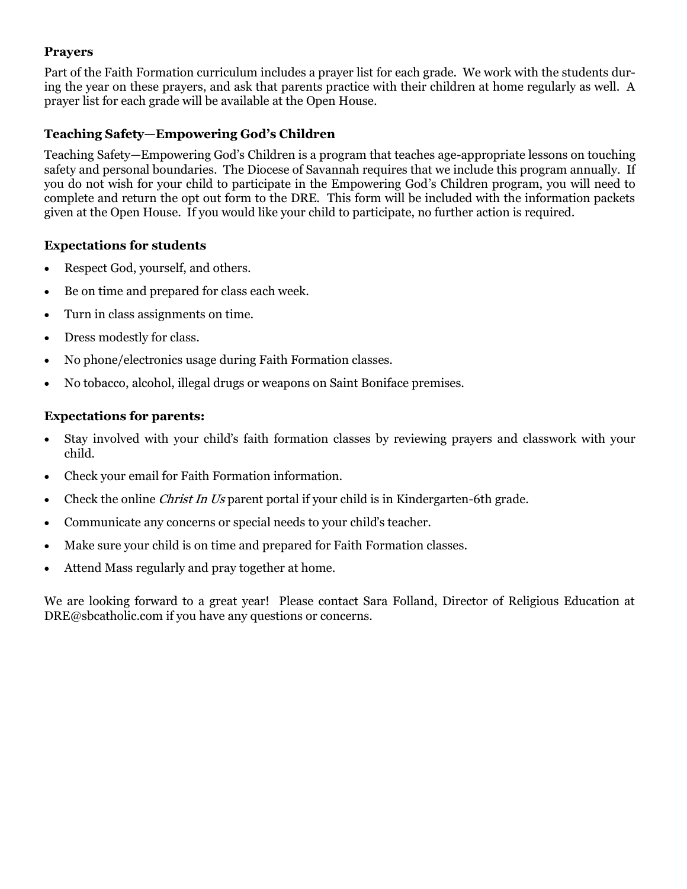**Prayers**

Part of the Faith Formation curriculum includes a prayer list for each grade. We work with the students during the year on these prayers, and ask that parents practice with their children at home regularly as well. A prayer list for each grade will be available at the Open House.

**Teaching Safety—Empowering God's Children**

Teaching Safety—Empowering God's Children is a program that teaches age-appropriate lessons on touching safety and personal boundaries. The Diocese of Savannah requires that we include this program annually. If you do not wish for your child to participate in the Empowering God's Children program, you will need to complete and return the opt out form to the DRE. This form will be included with the information packets given at the Open House. If you would like your child to participate, no further action is required.

**Expectations for students**

- Respect God, yourself, and others.
- Be on time and prepared for class each week.
- Turn in class assignments on time.
- Dress modestly for class.
- No phone/electronics usage during Faith Formation classes.
- No tobacco, alcohol, illegal drugs or weapons on Saint Boniface premises.

**Expectations for parents:**

- Stay involved with your child's faith formation classes by reviewing prayers and classwork with your child.
- Check your email for Faith Formation information.
- Check the online *Christ In Us* parent portal if your child is in Kindergarten-6th grade.
- Communicate any concerns or special needs to your child's teacher.
- Make sure your child is on time and prepared for Faith Formation classes.
- Attend Mass regularly and pray together at home.

We are looking forward to a great year! Please contact Sara Folland, Director of Religious Education at DRE@sbcatholic.com if you have any questions or concerns.